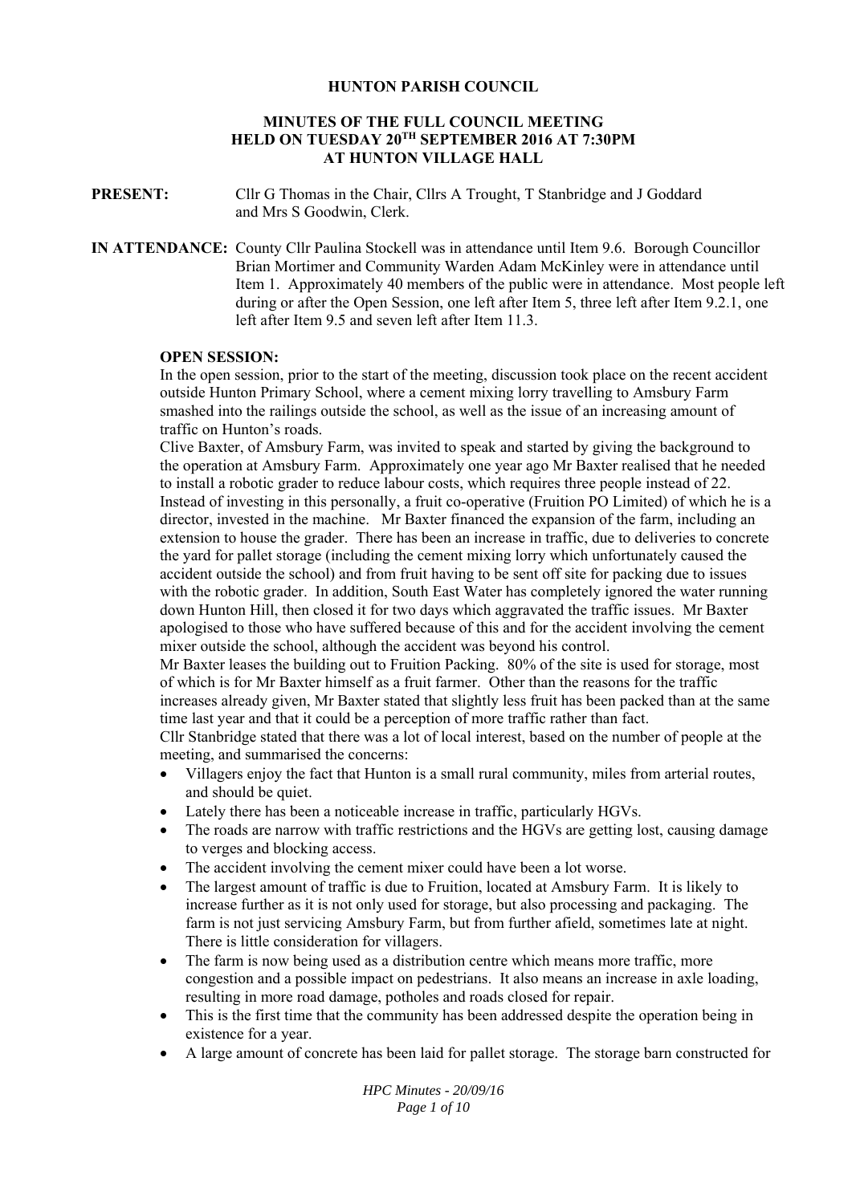# HUNTON PARISH COUNCIL

## MINUTES OF THE FULL COUNCIL MEETING HELD ON TUESDAY 20TH SEPTEMBER 2016 AT 7:30PM AT HUNTON VILLAGE HALL

**PRESENT:** Cllr G Thomas in the Chair, Cllrs A Trought, T Stanbridge and J Goddard and Mrs S Goodwin, Clerk.

**IN ATTENDANCE:** County Cllr Paulina Stockell was in attendance until Item 9.6. Borough Councillor Brian Mortimer and Community Warden Adam McKinley were in attendance until Item 1. Approximately 40 members of the public were in attendance. Most people left during or after the Open Session, one left after Item 5, three left after Item 9.2.1, one left after Item 9.5 and seven left after Item 11.3.

**OPEN SESSION:**

In the open session, prior to the start of the meeting, discussion took place on the recent accident outside Hunton Primary School, where a cement mixing lorry travelling to Amsbury Farm smashed into the railings outside the school, as well as the issue of an increasing amount of traffic on Hunton's roads.

Clive Baxter, of Amsbury Farm, was invited to speak and started by giving the background to the operation at Amsbury Farm. Approximately one year ago Mr Baxter realised that he needed to install a robotic grader to reduce labour costs, which requires three people instead of 22. Instead of investing in this personally, a fruit co-operative (Fruition PO Limited) of which he is a director, invested in the machine. Mr Baxter financed the expansion of the farm, including an extension to house the grader. There has been an increase in traffic, due to deliveries to concrete the yard for pallet storage (including the cement mixing lorry which unfortunately caused the accident outside the school) and from fruit having to be sent off site for packing due to issues with the robotic grader. In addition, South East Water has completely ignored the water running down Hunton Hill, then closed it for two days which aggravated the traffic issues. Mr Baxter apologised to those who have suffered because of this and for the accident involving the cement mixer outside the school, although the accident was beyond his control.

Mr Baxter leases the building out to Fruition Packing. 80% of the site is used for storage, most of which is for Mr Baxter himself as a fruit farmer. Other than the reasons for the traffic increases already given, Mr Baxter stated that slightly less fruit has been packed than at the same time last year and that it could be a perception of more traffic rather than fact.

Cllr Stanbridge stated that there was a lot of local interest, based on the number of people at the meeting, and summarised the concerns:

- Villagers enjoy the fact that Hunton is a small rural community, miles from arterial routes, and should be quiet.
- Lately there has been a noticeable increase in traffic, particularly HGVs.
- The roads are narrow with traffic restrictions and the HGVs are getting lost, causing damage to verges and blocking access.
- The accident involving the cement mixer could have been a lot worse.
- The largest amount of traffic is due to Fruition, located at Amsbury Farm. It is likely to increase further as it is not only used for storage, but also processing and packaging. The farm is not just servicing Amsbury Farm, but from further afield, sometimes late at night. There is little consideration for villagers.
- The farm is now being used as a distribution centre which means more traffic, more congestion and a possible impact on pedestrians. It also means an increase in axle loading, resulting in more road damage, potholes and roads closed for repair.
- This is the first time that the community has been addressed despite the operation being in existence for a year.
- A large amount of concrete has been laid for pallet storage. The storage barn constructed for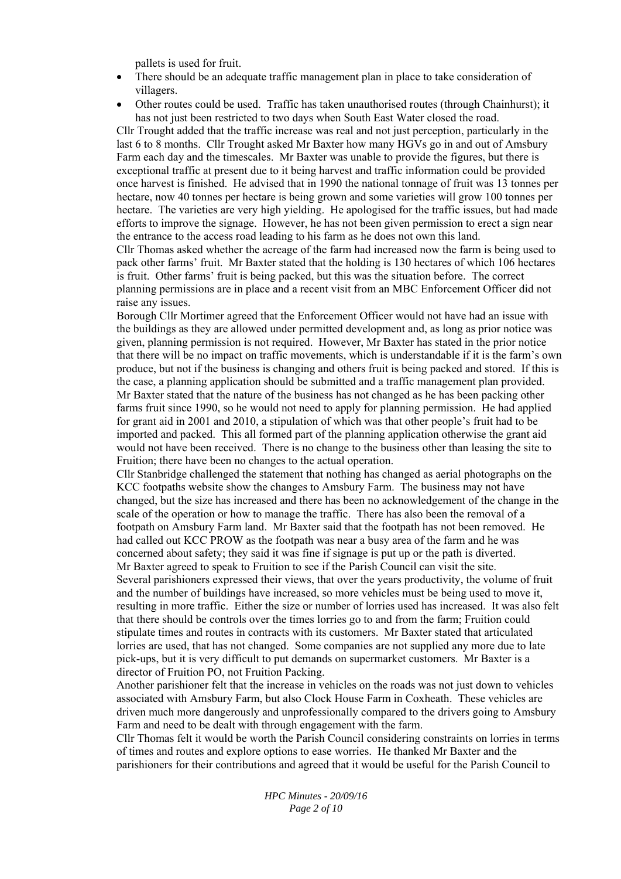pallets is used for fruit.

- There should be an adequate traffic management plan in place to take consideration of villagers.
- Other routes could be used. Traffic has taken unauthorised routes (through Chainhurst); it has not just been restricted to two days when South East Water closed the road.

Cllr Trought added that the traffic increase was real and not just perception, particularly in the last 6 to 8 months. Cllr Trought asked Mr Baxter how many HGVs go in and out of Amsbury Farm each day and the timescales. Mr Baxter was unable to provide the figures, but there is exceptional traffic at present due to it being harvest and traffic information could be provided once harvest is finished. He advised that in 1990 the national tonnage of fruit was 13 tonnes per hectare, now 40 tonnes per hectare is being grown and some varieties will grow 100 tonnes per hectare. The varieties are very high yielding. He apologised for the traffic issues, but had made efforts to improve the signage. However, he has not been given permission to erect a sign near the entrance to the access road leading to his farm as he does not own this land.

Cllr Thomas asked whether the acreage of the farm had increased now the farm is being used to pack other farms' fruit. Mr Baxter stated that the holding is 130 hectares of which 106 hectares is fruit. Other farms' fruit is being packed, but this was the situation before. The correct planning permissions are in place and a recent visit from an MBC Enforcement Officer did not raise any issues.

Borough Cllr Mortimer agreed that the Enforcement Officer would not have had an issue with the buildings as they are allowed under permitted development and, as long as prior notice was given, planning permission is not required. However, Mr Baxter has stated in the prior notice that there will be no impact on traffic movements, which is understandable if it is the farm's own produce, but not if the business is changing and others fruit is being packed and stored. If this is the case, a planning application should be submitted and a traffic management plan provided.

Mr Baxter stated that the nature of the business has not changed as he has been packing other farms fruit since 1990, so he would not need to apply for planning permission. He had applied for grant aid in 2001 and 2010, a stipulation of which was that other people's fruit had to be imported and packed. This all formed part of the planning application otherwise the grant aid would not have been received. There is no change to the business other than leasing the site to Fruition; there have been no changes to the actual operation.

Cllr Stanbridge challenged the statement that nothing has changed as aerial photographs on the KCC footpaths website show the changes to Amsbury Farm. The business may not have changed, but the size has increased and there has been no acknowledgement of the change in the scale of the operation or how to manage the traffic. There has also been the removal of a footpath on Amsbury Farm land. Mr Baxter said that the footpath has not been removed. He had called out KCC PROW as the footpath was near a busy area of the farm and he was concerned about safety; they said it was fine if signage is put up or the path is diverted.

Mr Baxter agreed to speak to Fruition to see if the Parish Council can visit the site.

Several parishioners expressed their views, that over the years productivity, the volume of fruit and the number of buildings have increased, so more vehicles must be being used to move it, resulting in more traffic. Either the size or number of lorries used has increased. It was also felt that there should be controls over the times lorries go to and from the farm; Fruition could stipulate times and routes in contracts with its customers. Mr Baxter stated that articulated lorries are used, that has not changed. Some companies are not supplied any more due to late pick-ups, but it is very difficult to put demands on supermarket customers. Mr Baxter is a director of Fruition PO, not Fruition Packing.

Another parishioner felt that the increase in vehicles on the roads was not just down to vehicles associated with Amsbury Farm, but also Clock House Farm in Coxheath. These vehicles are driven much more dangerously and unprofessionally compared to the drivers going to Amsbury Farm and need to be dealt with through engagement with the farm.

Cllr Thomas felt it would be worth the Parish Council considering constraints on lorries in terms of times and routes and explore options to ease worries. He thanked Mr Baxter and the parishioners for their contributions and agreed that it would be useful for the Parish Council to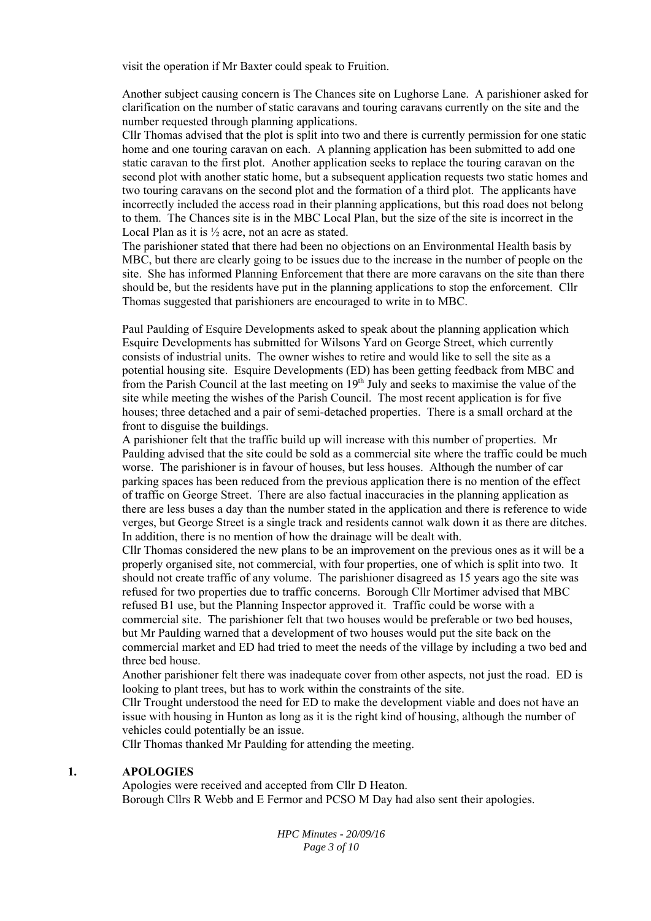visit the operation if Mr Baxter could speak to Fruition.

Another subject causing concern is The Chances site on Lughorse Lane. A parishioner asked for clarification on the number of static caravans and touring caravans currently on the site and the number requested through planning applications.

Cllr Thomas advised that the plot is split into two and there is currently permission for one static home and one touring caravan on each. A planning application has been submitted to add one static caravan to the first plot. Another application seeks to replace the touring caravan on the second plot with another static home, but a subsequent application requests two static homes and two touring caravans on the second plot and the formation of a third plot. The applicants have incorrectly included the access road in their planning applications, but this road does not belong to them. The Chances site is in the MBC Local Plan, but the size of the site is incorrect in the Local Plan as it is ½ acre, not an acre as stated.

The parishioner stated that there had been no objections on an Environmental Health basis by MBC, but there are clearly going to be issues due to the increase in the number of people on the site. She has informed Planning Enforcement that there are more caravans on the site than there should be, but the residents have put in the planning applications to stop the enforcement. Cllr Thomas suggested that parishioners are encouraged to write in to MBC.

Paul Paulding of Esquire Developments asked to speak about the planning application which Esquire Developments has submitted for Wilsons Yard on George Street, which currently consists of industrial units. The owner wishes to retire and would like to sell the site as a potential housing site. Esquire Developments (ED) has been getting feedback from MBC and from the Parish Council at the last meeting on 19th July and seeks to maximise the value of the site while meeting the wishes of the Parish Council. The most recent application is for five houses; three detached and a pair of semi-detached properties. There is a small orchard at the front to disguise the buildings.

A parishioner felt that the traffic build up will increase with this number of properties. Mr Paulding advised that the site could be sold as a commercial site where the traffic could be much worse. The parishioner is in favour of houses, but less houses. Although the number of car parking spaces has been reduced from the previous application there is no mention of the effect of traffic on George Street. There are also factual inaccuracies in the planning application as there are less buses a day than the number stated in the application and there is reference to wide verges, but George Street is a single track and residents cannot walk down it as there are ditches. In addition, there is no mention of how the drainage will be dealt with.

Cllr Thomas considered the new plans to be an improvement on the previous ones as it will be a properly organised site, not commercial, with four properties, one of which is split into two. It should not create traffic of any volume. The parishioner disagreed as 15 years ago the site was refused for two properties due to traffic concerns. Borough Cllr Mortimer advised that MBC refused B1 use, but the Planning Inspector approved it. Traffic could be worse with a commercial site. The parishioner felt that two houses would be preferable or two bed houses, but Mr Paulding warned that a development of two houses would put the site back on the commercial market and ED had tried to meet the needs of the village by including a two bed and three bed house.

Another parishioner felt there was inadequate cover from other aspects, not just the road. ED is looking to plant trees, but has to work within the constraints of the site.

Cllr Trought understood the need for ED to make the development viable and does not have an issue with housing in Hunton as long as it is the right kind of housing, although the number of vehicles could potentially be an issue.

Cllr Thomas thanked Mr Paulding for attending the meeting.

## 1. APOLOGIES

Apologies were received and accepted from Cllr D Heaton.
Borough Cllrs R Webb and E Fermor and PCSO M Day had also sent their apologies.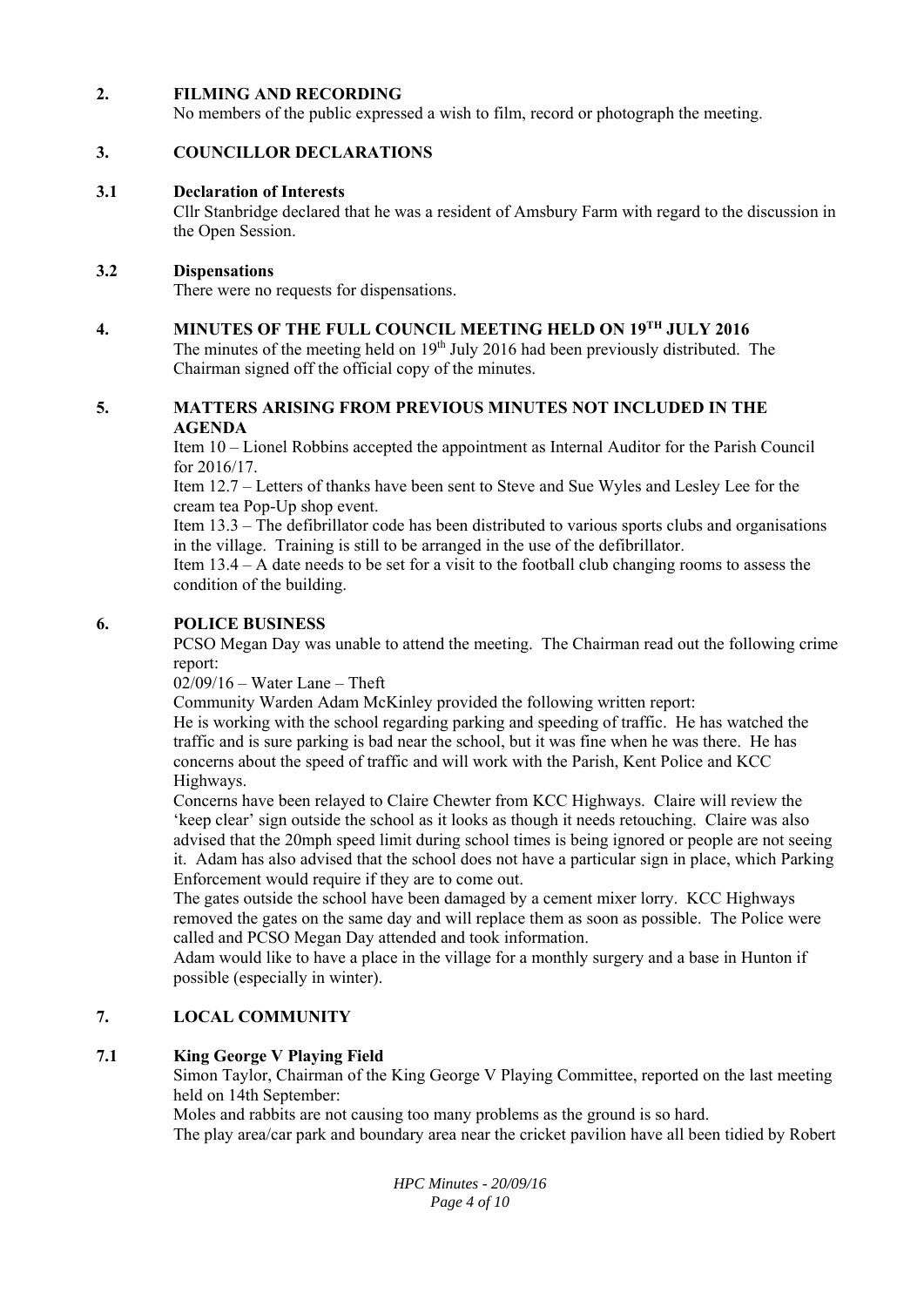## 2. FILMING AND RECORDING

No members of the public expressed a wish to film, record or photograph the meeting.

## 3. COUNCILLOR DECLARATIONS

### 3.1 Declaration of Interests

Cllr Stanbridge declared that he was a resident of Amsbury Farm with regard to the discussion in the Open Session.

### 3.2 Dispensations

There were no requests for dispensations.

## 4. MINUTES OF THE FULL COUNCIL MEETING HELD ON 19TH JULY 2016

The minutes of the meeting held on 19th July 2016 had been previously distributed. The Chairman signed off the official copy of the minutes.

## 5. MATTERS ARISING FROM PREVIOUS MINUTES NOT INCLUDED IN THE AGENDA

Item 10 – Lionel Robbins accepted the appointment as Internal Auditor for the Parish Council for 2016/17.

Item 12.7 – Letters of thanks have been sent to Steve and Sue Wyles and Lesley Lee for the cream tea Pop-Up shop event.

Item 13.3 – The defibrillator code has been distributed to various sports clubs and organisations in the village. Training is still to be arranged in the use of the defibrillator.

Item 13.4 – A date needs to be set for a visit to the football club changing rooms to assess the condition of the building.

## 6. POLICE BUSINESS

PCSO Megan Day was unable to attend the meeting. The Chairman read out the following crime report:

02/09/16 – Water Lane – Theft

Community Warden Adam McKinley provided the following written report:

He is working with the school regarding parking and speeding of traffic. He has watched the traffic and is sure parking is bad near the school, but it was fine when he was there. He has concerns about the speed of traffic and will work with the Parish, Kent Police and KCC Highways.

Concerns have been relayed to Claire Chewter from KCC Highways. Claire will review the 'keep clear' sign outside the school as it looks as though it needs retouching. Claire was also advised that the 20mph speed limit during school times is being ignored or people are not seeing it. Adam has also advised that the school does not have a particular sign in place, which Parking Enforcement would require if they are to come out.

The gates outside the school have been damaged by a cement mixer lorry. KCC Highways removed the gates on the same day and will replace them as soon as possible. The Police were called and PCSO Megan Day attended and took information.

Adam would like to have a place in the village for a monthly surgery and a base in Hunton if possible (especially in winter).

## 7. LOCAL COMMUNITY

### 7.1 King George V Playing Field

Simon Taylor, Chairman of the King George V Playing Committee, reported on the last meeting held on 14th September:

Moles and rabbits are not causing too many problems as the ground is so hard.

The play area/car park and boundary area near the cricket pavilion have all been tidied by Robert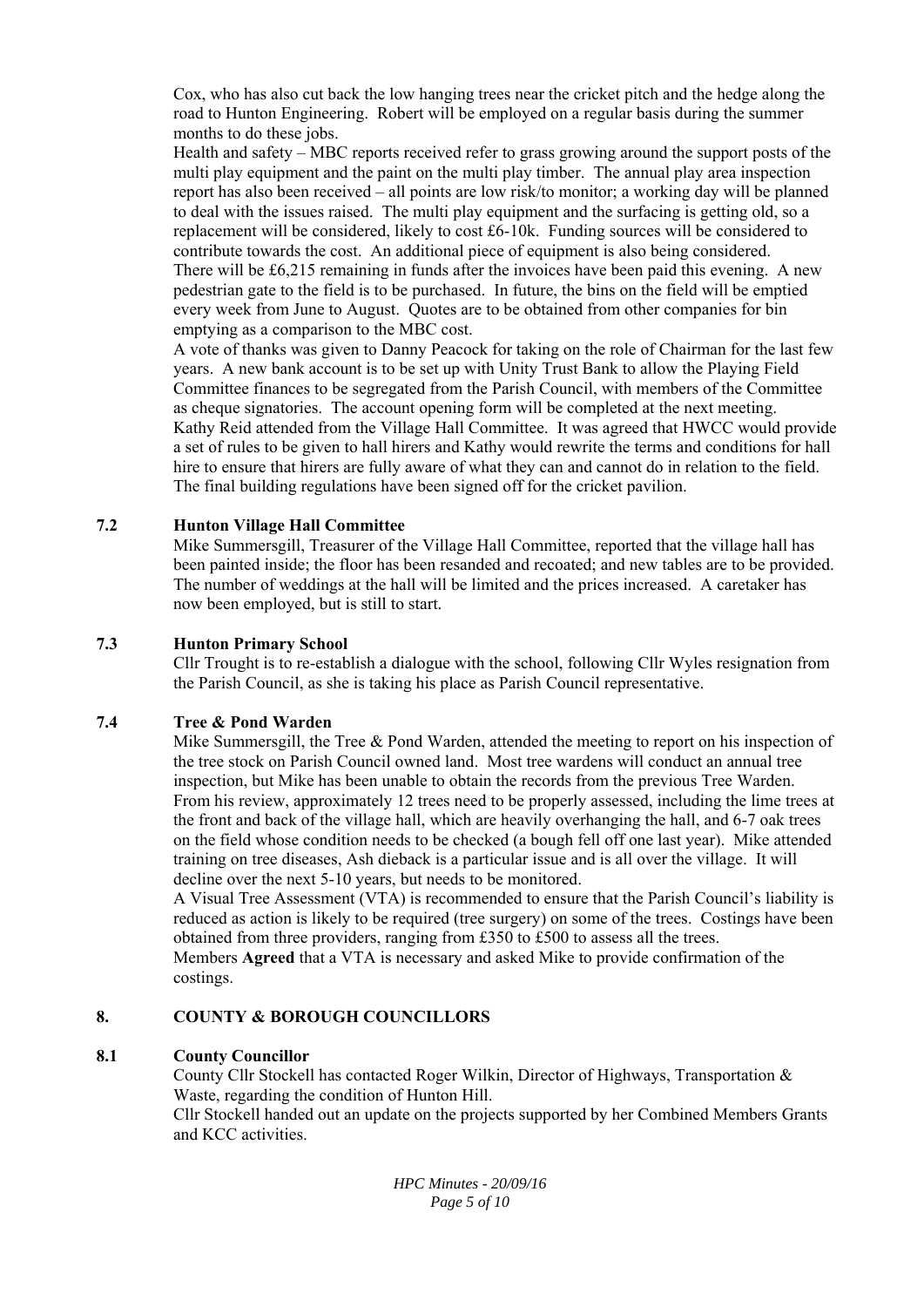Cox, who has also cut back the low hanging trees near the cricket pitch and the hedge along the road to Hunton Engineering. Robert will be employed on a regular basis during the summer months to do these jobs.

Health and safety – MBC reports received refer to grass growing around the support posts of the multi play equipment and the paint on the multi play timber. The annual play area inspection report has also been received – all points are low risk/to monitor; a working day will be planned to deal with the issues raised. The multi play equipment and the surfacing is getting old, so a replacement will be considered, likely to cost £6-10k. Funding sources will be considered to contribute towards the cost. An additional piece of equipment is also being considered.

There will be £6,215 remaining in funds after the invoices have been paid this evening. A new pedestrian gate to the field is to be purchased. In future, the bins on the field will be emptied every week from June to August. Quotes are to be obtained from other companies for bin emptying as a comparison to the MBC cost.

A vote of thanks was given to Danny Peacock for taking on the role of Chairman for the last few years. A new bank account is to be set up with Unity Trust Bank to allow the Playing Field Committee finances to be segregated from the Parish Council, with members of the Committee as cheque signatories. The account opening form will be completed at the next meeting.

Kathy Reid attended from the Village Hall Committee. It was agreed that HWCC would provide a set of rules to be given to hall hirers and Kathy would rewrite the terms and conditions for hall hire to ensure that hirers are fully aware of what they can and cannot do in relation to the field.

The final building regulations have been signed off for the cricket pavilion.

### 7.2 Hunton Village Hall Committee

Mike Summersgill, Treasurer of the Village Hall Committee, reported that the village hall has been painted inside; the floor has been resanded and recoated; and new tables are to be provided. The number of weddings at the hall will be limited and the prices increased. A caretaker has now been employed, but is still to start.

### 7.3 Hunton Primary School

Cllr Trought is to re-establish a dialogue with the school, following Cllr Wyles resignation from the Parish Council, as she is taking his place as Parish Council representative.

### 7.4 Tree & Pond Warden

Mike Summersgill, the Tree & Pond Warden, attended the meeting to report on his inspection of the tree stock on Parish Council owned land. Most tree wardens will conduct an annual tree inspection, but Mike has been unable to obtain the records from the previous Tree Warden. From his review, approximately 12 trees need to be properly assessed, including the lime trees at the front and back of the village hall, which are heavily overhanging the hall, and 6-7 oak trees on the field whose condition needs to be checked (a bough fell off one last year). Mike attended training on tree diseases, Ash dieback is a particular issue and is all over the village. It will decline over the next 5-10 years, but needs to be monitored.

A Visual Tree Assessment (VTA) is recommended to ensure that the Parish Council's liability is reduced as action is likely to be required (tree surgery) on some of the trees. Costings have been obtained from three providers, ranging from £350 to £500 to assess all the trees.

Members **Agreed** that a VTA is necessary and asked Mike to provide confirmation of the costings.

## 8. COUNTY & BOROUGH COUNCILLORS

### 8.1 County Councillor

County Cllr Stockell has contacted Roger Wilkin, Director of Highways, Transportation & Waste, regarding the condition of Hunton Hill.

Cllr Stockell handed out an update on the projects supported by her Combined Members Grants and KCC activities.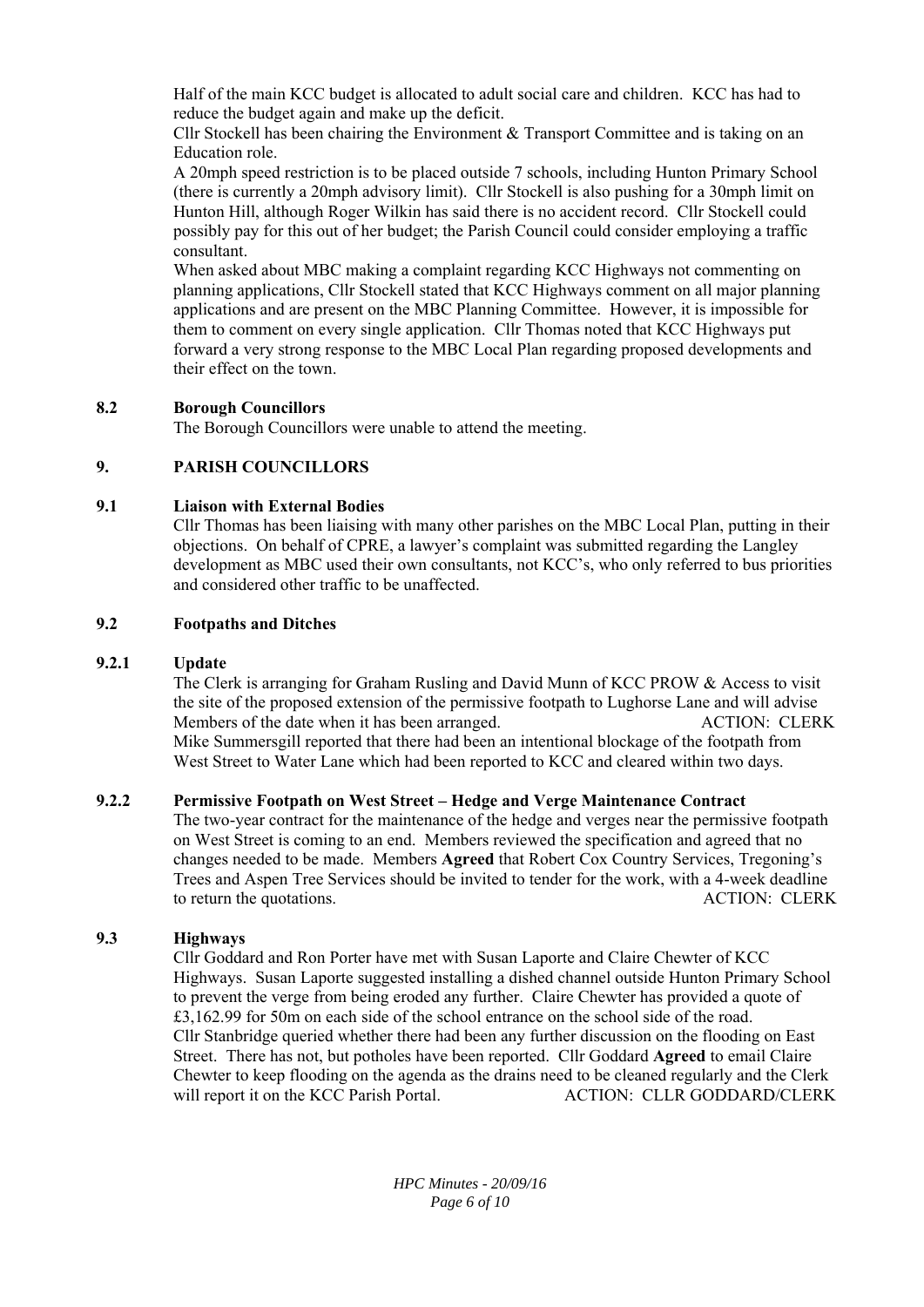Half of the main KCC budget is allocated to adult social care and children. KCC has had to reduce the budget again and make up the deficit.

Cllr Stockell has been chairing the Environment & Transport Committee and is taking on an Education role.

A 20mph speed restriction is to be placed outside 7 schools, including Hunton Primary School (there is currently a 20mph advisory limit). Cllr Stockell is also pushing for a 30mph limit on Hunton Hill, although Roger Wilkin has said there is no accident record. Cllr Stockell could possibly pay for this out of her budget; the Parish Council could consider employing a traffic consultant.

When asked about MBC making a complaint regarding KCC Highways not commenting on planning applications, Cllr Stockell stated that KCC Highways comment on all major planning applications and are present on the MBC Planning Committee. However, it is impossible for them to comment on every single application. Cllr Thomas noted that KCC Highways put forward a very strong response to the MBC Local Plan regarding proposed developments and their effect on the town.

### 8.2 Borough Councillors

The Borough Councillors were unable to attend the meeting.

## 9. PARISH COUNCILLORS

### 9.1 Liaison with External Bodies

Cllr Thomas has been liaising with many other parishes on the MBC Local Plan, putting in their objections. On behalf of CPRE, a lawyer's complaint was submitted regarding the Langley development as MBC used their own consultants, not KCC's, who only referred to bus priorities and considered other traffic to be unaffected.

### 9.2 Footpaths and Ditches

#### 9.2.1 Update

The Clerk is arranging for Graham Rusling and David Munn of KCC PROW & Access to visit the site of the proposed extension of the permissive footpath to Lughorse Lane and will advise Members of the date when it has been arranged. ACTION: CLERK

Mike Summersgill reported that there had been an intentional blockage of the footpath from West Street to Water Lane which had been reported to KCC and cleared within two days.

#### 9.2.2 Permissive Footpath on West Street – Hedge and Verge Maintenance Contract

The two-year contract for the maintenance of the hedge and verges near the permissive footpath on West Street is coming to an end. Members reviewed the specification and agreed that no changes needed to be made. Members **Agreed** that Robert Cox Country Services, Tregoning's Trees and Aspen Tree Services should be invited to tender for the work, with a 4-week deadline to return the quotations. ACTION: CLERK

### 9.3 Highways

Cllr Goddard and Ron Porter have met with Susan Laporte and Claire Chewter of KCC Highways. Susan Laporte suggested installing a dished channel outside Hunton Primary School to prevent the verge from being eroded any further. Claire Chewter has provided a quote of £3,162.99 for 50m on each side of the school entrance on the school side of the road.

Cllr Stanbridge queried whether there had been any further discussion on the flooding on East Street. There has not, but potholes have been reported. Cllr Goddard **Agreed** to email Claire Chewter to keep flooding on the agenda as the drains need to be cleaned regularly and the Clerk will report it on the KCC Parish Portal. ACTION: CLLR GODDARD/CLERK

*HPC Minutes - 20/09/16*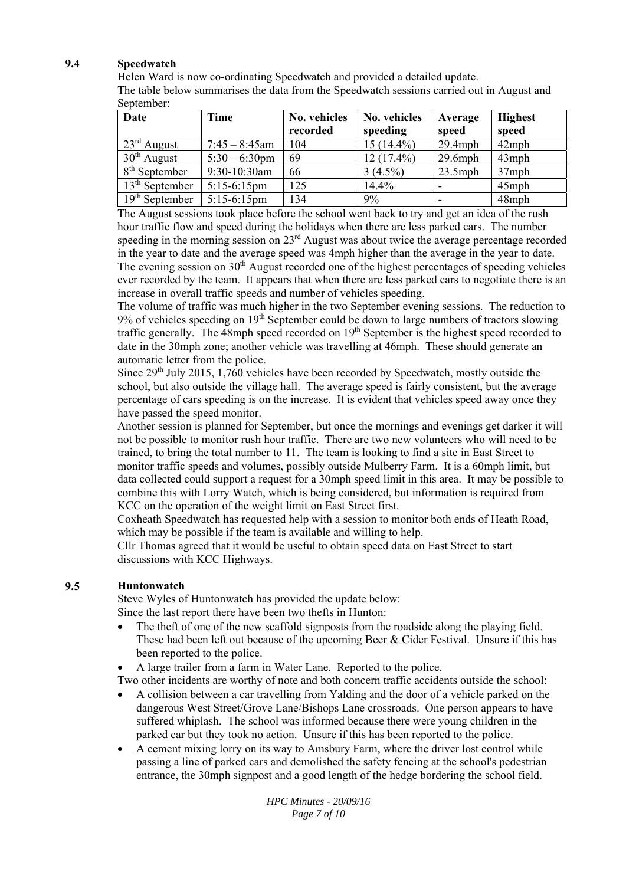## 9.4 Speedwatch

Helen Ward is now co-ordinating Speedwatch and provided a detailed update.

The table below summarises the data from the Speedwatch sessions carried out in August and September:

| Date | Time | No. vehicles recorded | No. vehicles speeding | Average speed | Highest speed |
|---|---|---|---|---|---|
| 23rd August | 7:45 – 8:45am | 104 | 15 (14.4%) | 29.4mph | 42mph |
| 30th August | 5:30 – 6:30pm | 69 | 12 (17.4%) | 29.6mph | 43mph |
| 8th September | 9:30-10:30am | 66 | 3 (4.5%) | 23.5mph | 37mph |
| 13th September | 5:15-6:15pm | 125 | 14.4% | - | 45mph |
| 19th September | 5:15-6:15pm | 134 | 9% | - | 48mph |

The August sessions took place before the school went back to try and get an idea of the rush hour traffic flow and speed during the holidays when there are less parked cars. The number speeding in the morning session on 23rd August was about twice the average percentage recorded in the year to date and the average speed was 4mph higher than the average in the year to date. The evening session on 30th August recorded one of the highest percentages of speeding vehicles ever recorded by the team. It appears that when there are less parked cars to negotiate there is an increase in overall traffic speeds and number of vehicles speeding.

The volume of traffic was much higher in the two September evening sessions. The reduction to 9% of vehicles speeding on 19th September could be down to large numbers of tractors slowing traffic generally. The 48mph speed recorded on 19th September is the highest speed recorded to date in the 30mph zone; another vehicle was travelling at 46mph. These should generate an automatic letter from the police.

Since 29th July 2015, 1,760 vehicles have been recorded by Speedwatch, mostly outside the school, but also outside the village hall. The average speed is fairly consistent, but the average percentage of cars speeding is on the increase. It is evident that vehicles speed away once they have passed the speed monitor.

Another session is planned for September, but once the mornings and evenings get darker it will not be possible to monitor rush hour traffic. There are two new volunteers who will need to be trained, to bring the total number to 11. The team is looking to find a site in East Street to monitor traffic speeds and volumes, possibly outside Mulberry Farm. It is a 60mph limit, but data collected could support a request for a 30mph speed limit in this area. It may be possible to combine this with Lorry Watch, which is being considered, but information is required from KCC on the operation of the weight limit on East Street first.

Coxheath Speedwatch has requested help with a session to monitor both ends of Heath Road, which may be possible if the team is available and willing to help.

Cllr Thomas agreed that it would be useful to obtain speed data on East Street to start discussions with KCC Highways.

## 9.5 Huntonwatch

Steve Wyles of Huntonwatch has provided the update below:

Since the last report there have been two thefts in Hunton:

- The theft of one of the new scaffold signposts from the roadside along the playing field. These had been left out because of the upcoming Beer & Cider Festival. Unsure if this has been reported to the police.
- A large trailer from a farm in Water Lane. Reported to the police.

Two other incidents are worthy of note and both concern traffic accidents outside the school:

- A collision between a car travelling from Yalding and the door of a vehicle parked on the dangerous West Street/Grove Lane/Bishops Lane crossroads. One person appears to have suffered whiplash. The school was informed because there were young children in the parked car but they took no action. Unsure if this has been reported to the police.
- A cement mixing lorry on its way to Amsbury Farm, where the driver lost control while passing a line of parked cars and demolished the safety fencing at the school's pedestrian entrance, the 30mph signpost and a good length of the hedge bordering the school field.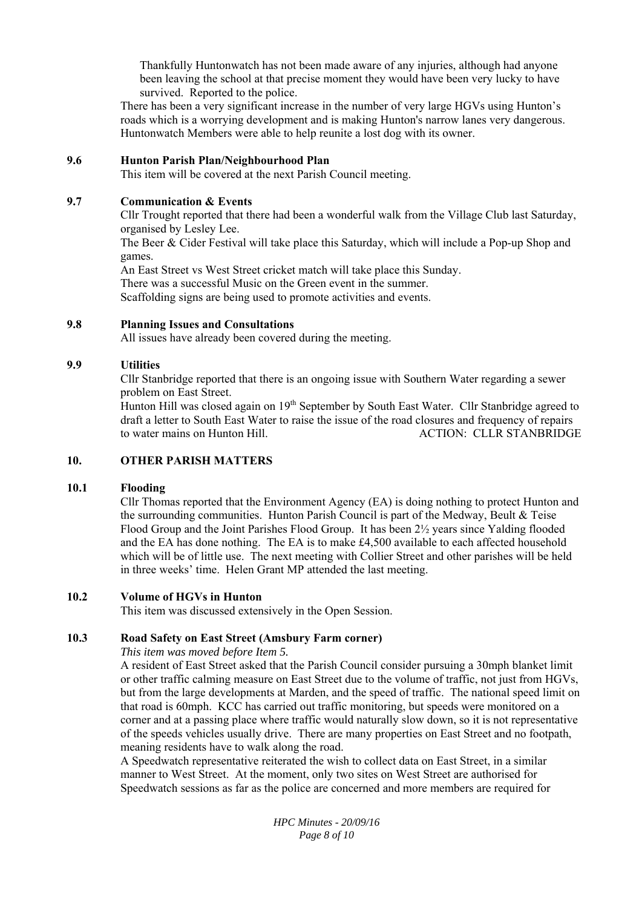Thankfully Huntonwatch has not been made aware of any injuries, although had anyone been leaving the school at that precise moment they would have been very lucky to have survived. Reported to the police.

There has been a very significant increase in the number of very large HGVs using Hunton's roads which is a worrying development and is making Hunton's narrow lanes very dangerous. Huntonwatch Members were able to help reunite a lost dog with its owner.

**9.6 Hunton Parish Plan/Neighbourhood Plan**

This item will be covered at the next Parish Council meeting.

**9.7 Communication & Events**

Cllr Trought reported that there had been a wonderful walk from the Village Club last Saturday, organised by Lesley Lee.

The Beer & Cider Festival will take place this Saturday, which will include a Pop-up Shop and games.

An East Street vs West Street cricket match will take place this Sunday.

There was a successful Music on the Green event in the summer.

Scaffolding signs are being used to promote activities and events.

**9.8 Planning Issues and Consultations**

All issues have already been covered during the meeting.

**9.9 Utilities**

Cllr Stanbridge reported that there is an ongoing issue with Southern Water regarding a sewer problem on East Street.

Hunton Hill was closed again on 19th September by South East Water. Cllr Stanbridge agreed to draft a letter to South East Water to raise the issue of the road closures and frequency of repairs to water mains on Hunton Hill. ACTION: CLLR STANBRIDGE

**10. OTHER PARISH MATTERS**

**10.1 Flooding**

Cllr Thomas reported that the Environment Agency (EA) is doing nothing to protect Hunton and the surrounding communities. Hunton Parish Council is part of the Medway, Beult & Teise Flood Group and the Joint Parishes Flood Group. It has been 2½ years since Yalding flooded and the EA has done nothing. The EA is to make £4,500 available to each affected household which will be of little use. The next meeting with Collier Street and other parishes will be held in three weeks' time. Helen Grant MP attended the last meeting.

**10.2 Volume of HGVs in Hunton**

This item was discussed extensively in the Open Session.

**10.3 Road Safety on East Street (Amsbury Farm corner)**

*This item was moved before Item 5.*

A resident of East Street asked that the Parish Council consider pursuing a 30mph blanket limit or other traffic calming measure on East Street due to the volume of traffic, not just from HGVs, but from the large developments at Marden, and the speed of traffic. The national speed limit on that road is 60mph. KCC has carried out traffic monitoring, but speeds were monitored on a corner and at a passing place where traffic would naturally slow down, so it is not representative of the speeds vehicles usually drive. There are many properties on East Street and no footpath, meaning residents have to walk along the road.

A Speedwatch representative reiterated the wish to collect data on East Street, in a similar manner to West Street. At the moment, only two sites on West Street are authorised for Speedwatch sessions as far as the police are concerned and more members are required for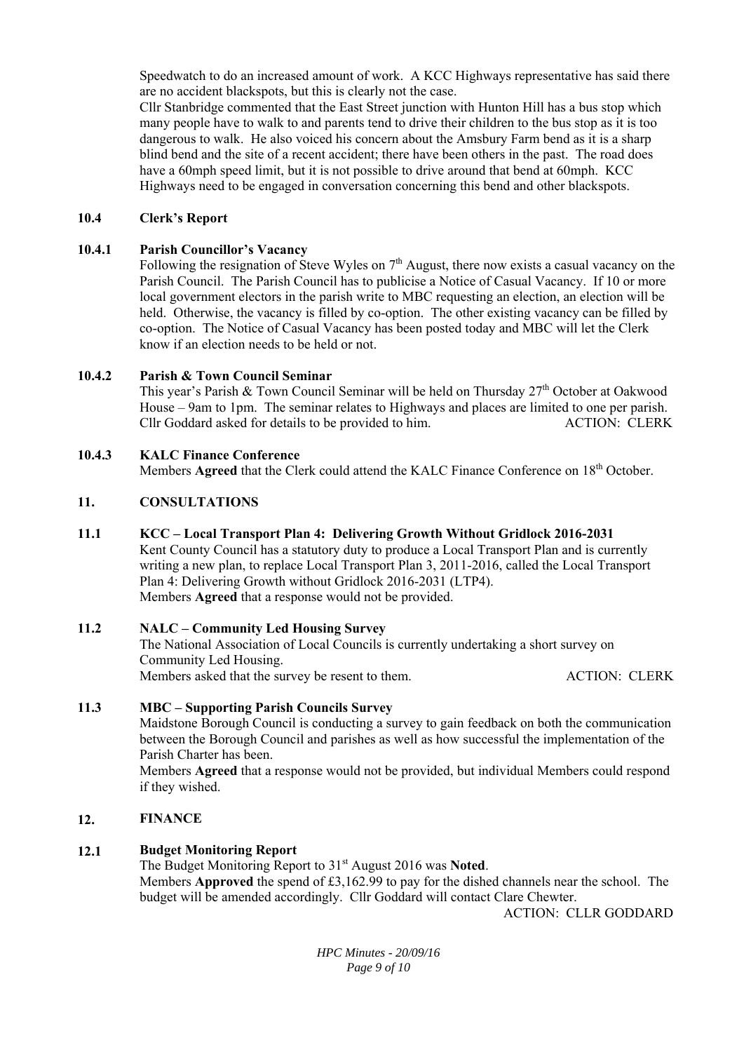Speedwatch to do an increased amount of work. A KCC Highways representative has said there are no accident blackspots, but this is clearly not the case.
Cllr Stanbridge commented that the East Street junction with Hunton Hill has a bus stop which many people have to walk to and parents tend to drive their children to the bus stop as it is too dangerous to walk. He also voiced his concern about the Amsbury Farm bend as it is a sharp blind bend and the site of a recent accident; there have been others in the past. The road does have a 60mph speed limit, but it is not possible to drive around that bend at 60mph. KCC Highways need to be engaged in conversation concerning this bend and other blackspots.

**10.4 Clerk's Report**

**10.4.1 Parish Councillor's Vacancy**

Following the resignation of Steve Wyles on 7th August, there now exists a casual vacancy on the Parish Council. The Parish Council has to publicise a Notice of Casual Vacancy. If 10 or more local government electors in the parish write to MBC requesting an election, an election will be held. Otherwise, the vacancy is filled by co-option. The other existing vacancy can be filled by co-option. The Notice of Casual Vacancy has been posted today and MBC will let the Clerk know if an election needs to be held or not.

**10.4.2 Parish & Town Council Seminar**

This year's Parish & Town Council Seminar will be held on Thursday 27th October at Oakwood House – 9am to 1pm. The seminar relates to Highways and places are limited to one per parish. Cllr Goddard asked for details to be provided to him. ACTION: CLERK

**10.4.3 KALC Finance Conference**

Members **Agreed** that the Clerk could attend the KALC Finance Conference on 18th October.

**11. CONSULTATIONS**

**11.1 KCC – Local Transport Plan 4: Delivering Growth Without Gridlock 2016-2031**

Kent County Council has a statutory duty to produce a Local Transport Plan and is currently writing a new plan, to replace Local Transport Plan 3, 2011-2016, called the Local Transport Plan 4: Delivering Growth without Gridlock 2016-2031 (LTP4).
Members **Agreed** that a response would not be provided.

**11.2 NALC – Community Led Housing Survey**

The National Association of Local Councils is currently undertaking a short survey on Community Led Housing.
Members asked that the survey be resent to them. ACTION: CLERK

**11.3 MBC – Supporting Parish Councils Survey**

Maidstone Borough Council is conducting a survey to gain feedback on both the communication between the Borough Council and parishes as well as how successful the implementation of the Parish Charter has been.
Members **Agreed** that a response would not be provided, but individual Members could respond if they wished.

**12. FINANCE**

**12.1 Budget Monitoring Report**

The Budget Monitoring Report to 31st August 2016 was **Noted**.
Members **Approved** the spend of £3,162.99 to pay for the dished channels near the school. The budget will be amended accordingly. Cllr Goddard will contact Clare Chewter.
ACTION: CLLR GODDARD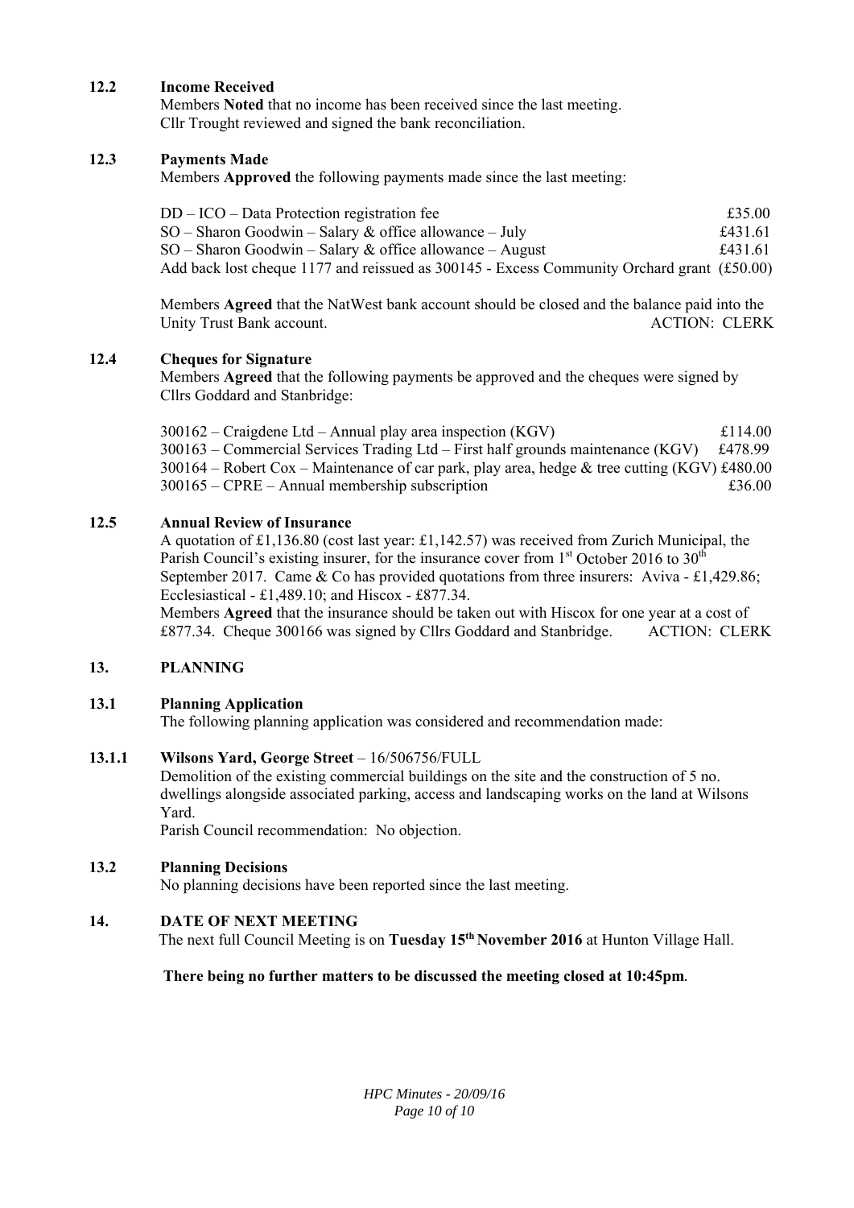### 12.2 Income Received

Members **Noted** that no income has been received since the last meeting.
Cllr Trought reviewed and signed the bank reconciliation.

### 12.3 Payments Made

Members **Approved** the following payments made since the last meeting:

| | |
|---|---|
| DD – ICO – Data Protection registration fee | £35.00 |
| SO – Sharon Goodwin – Salary & office allowance – July | £431.61 |
| SO – Sharon Goodwin – Salary & office allowance – August | £431.61 |
| Add back lost cheque 1177 and reissued as 300145 - Excess Community Orchard grant | (£50.00) |

Members **Agreed** that the NatWest bank account should be closed and the balance paid into the Unity Trust Bank account. ACTION: CLERK

### 12.4 Cheques for Signature

Members **Agreed** that the following payments be approved and the cheques were signed by Cllrs Goddard and Stanbridge:

| | |
|---|---|
| 300162 – Craigdene Ltd – Annual play area inspection (KGV) | £114.00 |
| 300163 – Commercial Services Trading Ltd – First half grounds maintenance (KGV) | £478.99 |
| 300164 – Robert Cox – Maintenance of car park, play area, hedge & tree cutting (KGV) | £480.00 |
| 300165 – CPRE – Annual membership subscription | £36.00 |

### 12.5 Annual Review of Insurance

A quotation of £1,136.80 (cost last year: £1,142.57) was received from Zurich Municipal, the Parish Council's existing insurer, for the insurance cover from 1st October 2016 to 30th September 2017. Came & Co has provided quotations from three insurers: Aviva - £1,429.86; Ecclesiastical - £1,489.10; and Hiscox - £877.34.
Members **Agreed** that the insurance should be taken out with Hiscox for one year at a cost of £877.34. Cheque 300166 was signed by Cllrs Goddard and Stanbridge. ACTION: CLERK

## 13. PLANNING

### 13.1 Planning Application

The following planning application was considered and recommendation made:

#### 13.1.1 Wilsons Yard, George Street – 16/506756/FULL

Demolition of the existing commercial buildings on the site and the construction of 5 no. dwellings alongside associated parking, access and landscaping works on the land at Wilsons Yard.
Parish Council recommendation: No objection.

### 13.2 Planning Decisions

No planning decisions have been reported since the last meeting.

## 14. DATE OF NEXT MEETING

The next full Council Meeting is on **Tuesday 15th November 2016** at Hunton Village Hall.

**There being no further matters to be discussed the meeting closed at 10:45pm**.